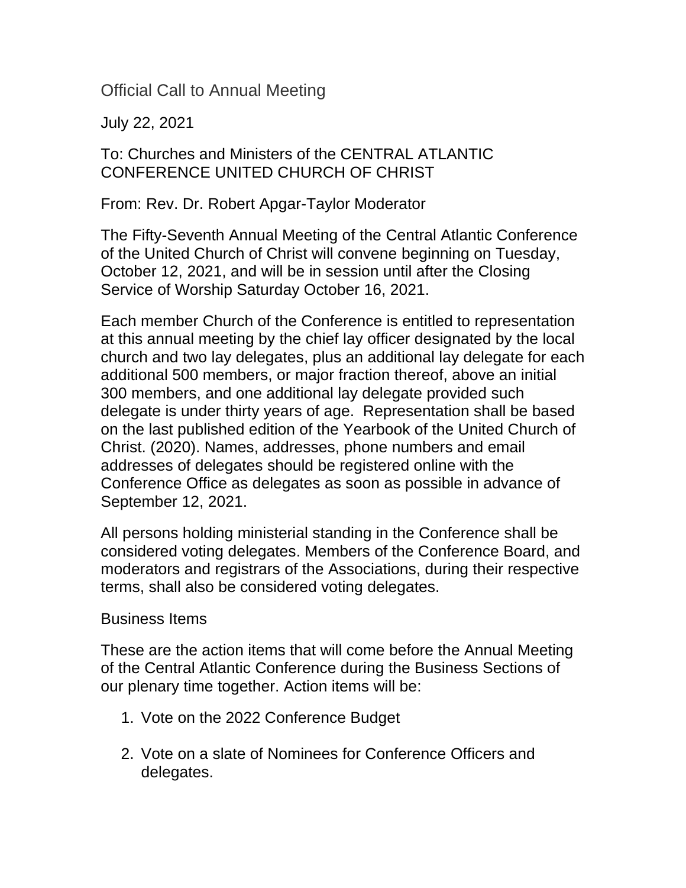# Official Call to Annual Meeting

July 22, 2021

To: Churches and Ministers of the CENTRAL ATLANTIC CONFERENCE UNITED CHURCH OF CHRIST

From: Rev. Dr. Robert Apgar-Taylor Moderator

The Fifty-Seventh Annual Meeting of the Central Atlantic Conference of the United Church of Christ will convene beginning on Tuesday, October 12, 2021, and will be in session until after the Closing Service of Worship Saturday October 16, 2021.

Each member Church of the Conference is entitled to representation at this annual meeting by the chief lay officer designated by the local church and two lay delegates, plus an additional lay delegate for each additional 500 members, or major fraction thereof, above an initial 300 members, and one additional lay delegate provided such delegate is under thirty years of age. Representation shall be based on the last published edition of the Yearbook of the United Church of Christ. (2020). Names, addresses, phone numbers and email addresses of delegates should be registered online with the Conference Office as delegates as soon as possible in advance of September 12, 2021.

All persons holding ministerial standing in the Conference shall be considered voting delegates. Members of the Conference Board, and moderators and registrars of the Associations, during their respective terms, shall also be considered voting delegates.

## Business Items

These are the action items that will come before the Annual Meeting of the Central Atlantic Conference during the Business Sections of our plenary time together. Action items will be:

1. Vote on the 2022 Conference Budget

2. Vote on a slate of Nominees for Conference Officers and delegates.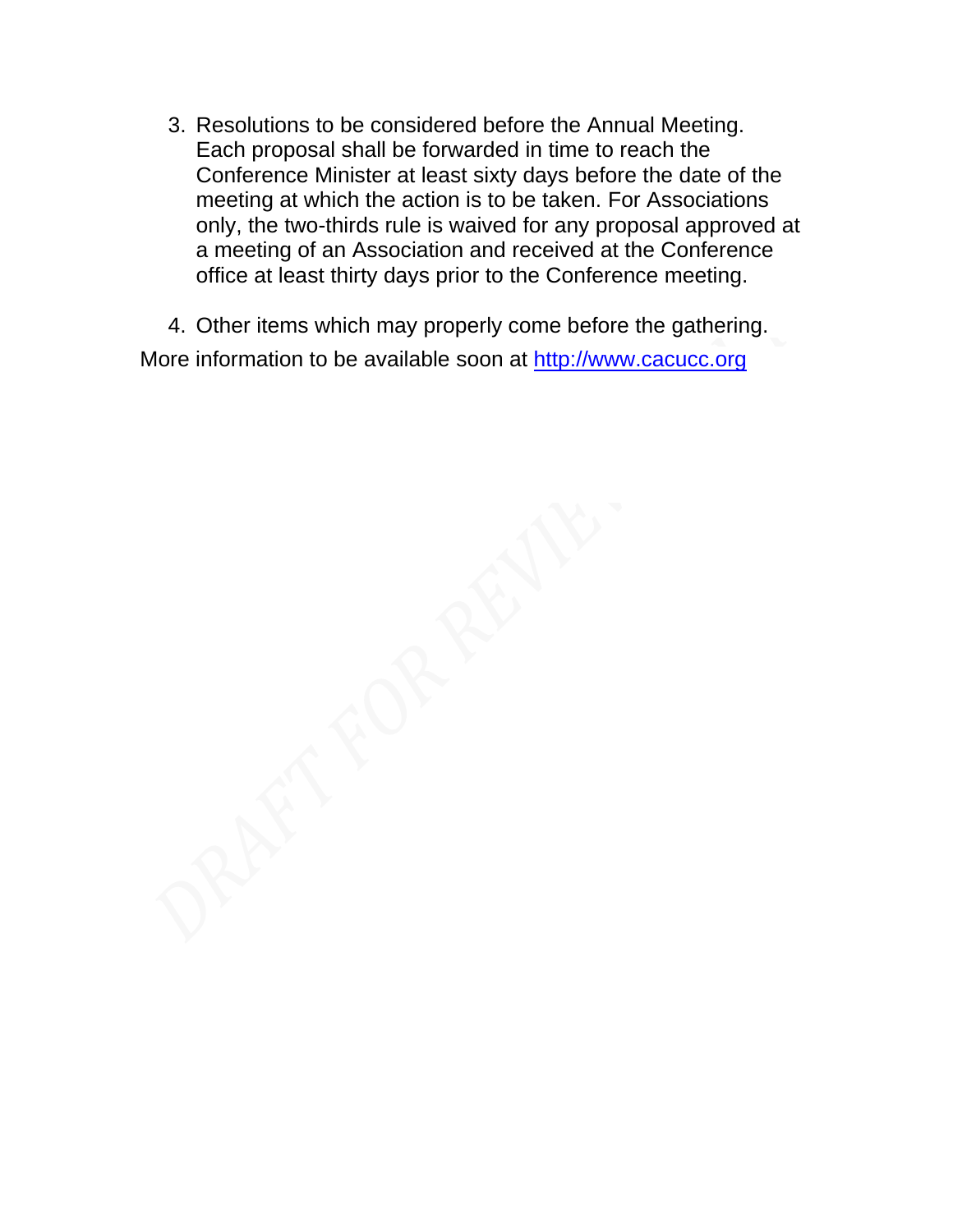3. Resolutions to be considered before the Annual Meeting. Each proposal shall be forwarded in time to reach the Conference Minister at least sixty days before the date of the meeting at which the action is to be taken. For Associations only, the two-thirds rule is waived for any proposal approved at a meeting of an Association and received at the Conference office at least thirty days prior to the Conference meeting.

4. Other items which may properly come before the gathering.

More information to be available soon at [http://www.cacucc.org](http://www.cacucc.org)